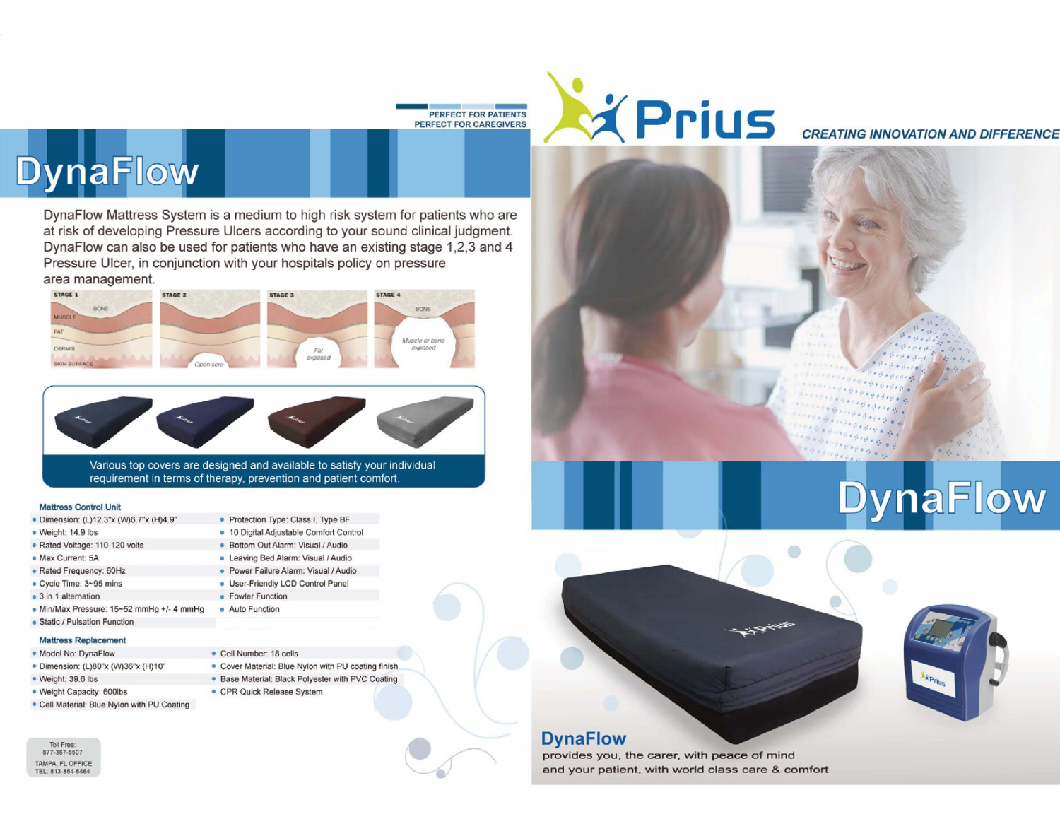PERFECT FOR PATIENTS
PERFECT FOR CAREGIVERS

# DynaFlow

DynaFlow Mattress System is a medium to high risk system for patients who are at risk of developing Pressure Ulcers according to your sound clinical judgment. DynaFlow can also be used for patients who have an existing stage 1,2,3 and 4 Pressure Ulcer, in conjunction with your hospitals policy on pressure area management.

STAGE 1 — BONE, MUSCLE, FAT, DERMIS, SKIN SURFACE
STAGE 2 — Open sore
STAGE 3 — Fat exposed
STAGE 4 — BONE, Muscle or bone exposed

Various top covers are designed and available to satisfy your individual requirement in terms of therapy, prevention and patient comfort.

### Mattress Control Unit

- Dimension: (L)12.3"x (W)6.7"x (H)4.9"
- Weight: 14.9 lbs
- Rated Voltage: 110-120 volts
- Max Current: 5A
- Rated Frequency: 60Hz
- Cycle Time: 3~95 mins
- 3 in 1 alternation
- Min/Max Pressure: 15~52 mmHg +/- 4 mmHg
- Static / Pulsation Function
- Protection Type: Class I, Type BF
- 10 Digital Adjustable Comfort Control
- Bottom Out Alarm: Visual / Audio
- Leaving Bed Alarm: Visual / Audio
- Power Failure Alarm: Visual / Audio
- User-Friendly LCD Control Panel
- Fowler Function
- Auto Function

### Mattress Replacement

- Model No: DynaFlow
- Dimension: (L)80"x (W)36"x (H)10"
- Weight: 39.6 lbs
- Weight Capacity: 600lbs
- Cell Material: Blue Nylon with PU Coating
- Cell Number: 18 cells
- Cover Material: Blue Nylon with PU coating finish
- Base Material: Black Polyester with PVC Coating
- CPR Quick Release System

Toll Free: 877-367-5507
TAMPA, FL OFFICE
TEL: 813-854-5464

# Prius

CREATING INNOVATION AND DIFFERENCE

# DynaFlow

## DynaFlow

provides you, the carer, with peace of mind and your patient, with world class care & comfort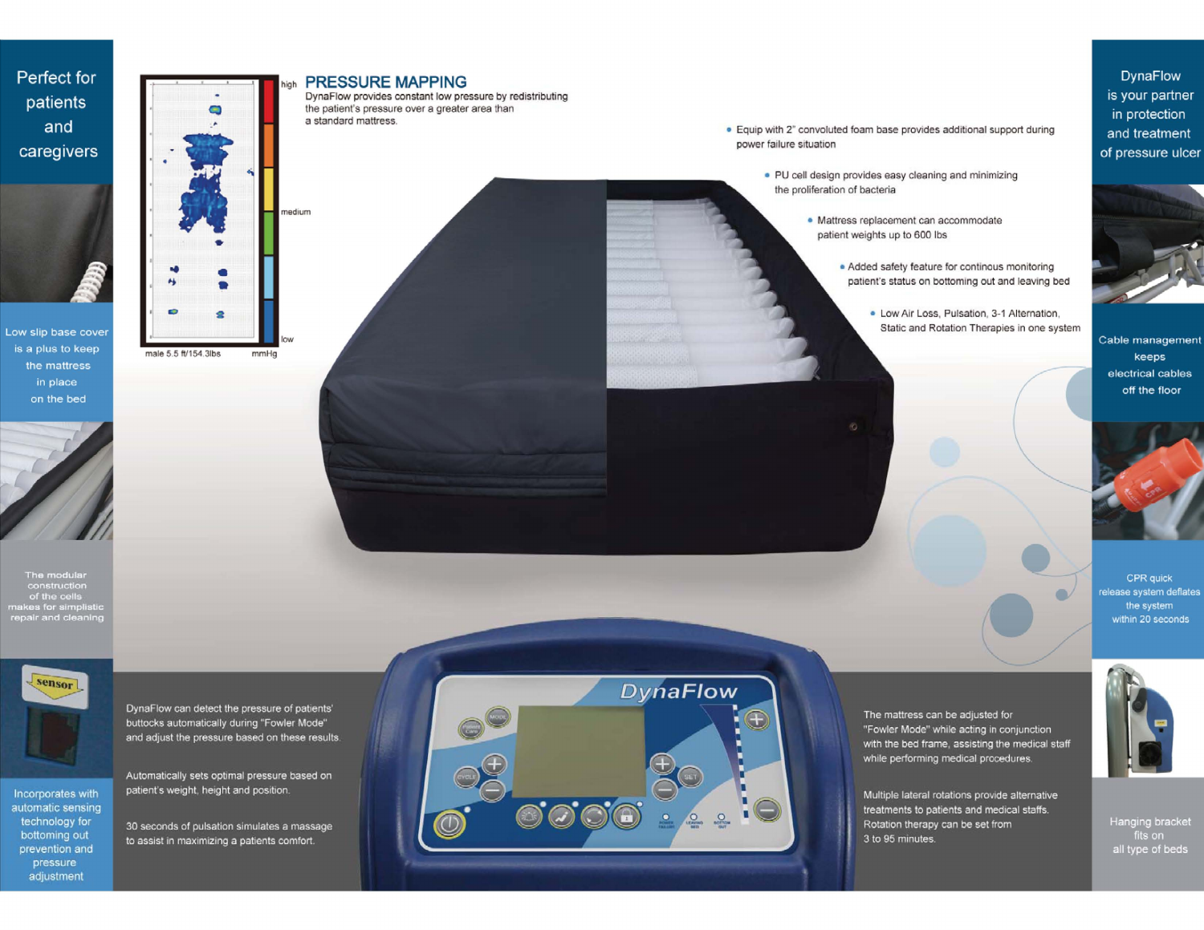Perfect for patients and caregivers

Low slip base cover is a plus to keep the mattress in place on the bed

The modular construction of the cells makes for simplistic repair and cleaning

Incorporates with automatic sensing technology for bottoming out prevention and pressure adjustment

## PRESSURE MAPPING

DynaFlow provides constant low pressure by redistributing the patient's pressure over a greater area than a standard mattress.

high

medium

low

male 5.5 ft/154.3lbs

mmHg

- Equip with 2" convoluted foam base provides additional support during power failure situation
- PU cell design provides easy cleaning and minimizing the proliferation of bacteria
- Mattress replacement can accommodate patient weights up to 600 lbs
- Added safety feature for continous monitoring patient's status on bottoming out and leaving bed
- Low Air Loss, Pulsation, 3-1 Alternation, Static and Rotation Therapies in one system

DynaFlow is your partner in protection and treatment of pressure ulcer

Cable management keeps electrical cables off the floor

CPR quick release system deflates the system within 20 seconds

Hanging bracket fits on all type of beds

DynaFlow can detect the pressure of patients' buttocks automatically during "Fowler Mode" and adjust the pressure based on these results.

Automatically sets optimal pressure based on patient's weight, height and position.

30 seconds of pulsation simulates a massage to assist in maximizing a patients comfort.

The mattress can be adjusted for "Fowler Mode" while acting in conjunction with the bed frame, assisting the medical staff while performing medical procedures.

Multiple lateral rotations provide alternative treatments to patients and medical staffs. Rotation therapy can be set from 3 to 95 minutes.